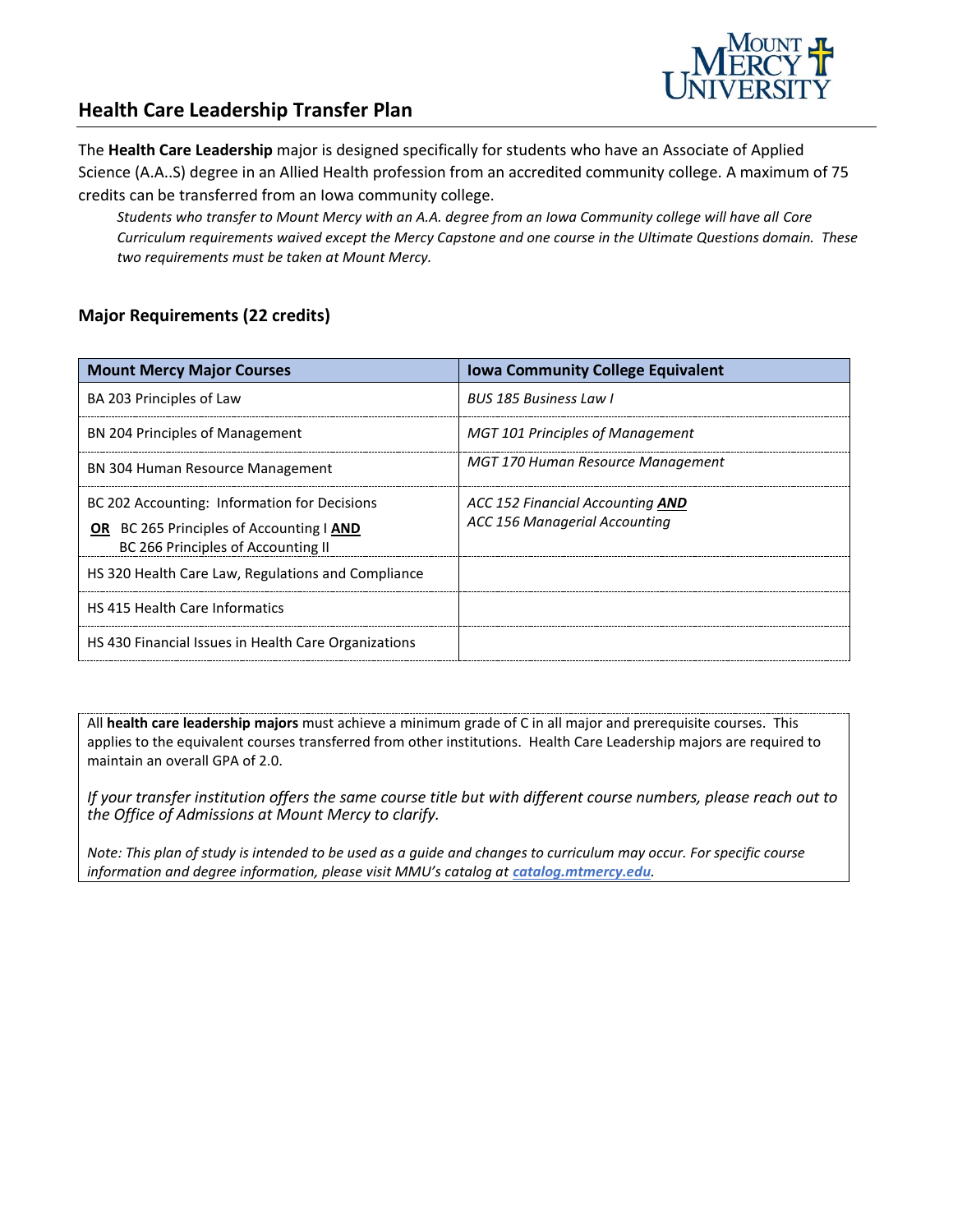## Health Care Leadership Transfer Plan

The **Health Care Leadership** major is designed specifically for students who have an Associate of Applied Science (A.A..S) degree in an Allied Health profession from an accredited community college. A maximum of 75 credits can be transferred from an Iowa community college.

> *Students who transfer to Mount Mercy with an A.A. degree from an Iowa Community college will have all Core Curriculum requirements waived except the Mercy Capstone and one course in the Ultimate Questions domain. These two requirements must be taken at Mount Mercy.*

### Major Requirements (22 credits)

| Mount Mercy Major Courses | Iowa Community College Equivalent |
|---|---|
| BA 203 Principles of Law | *BUS 185 Business Law I* |
| BN 204 Principles of Management | *MGT 101 Principles of Management* |
| BN 304 Human Resource Management | *MGT 170 Human Resource Management* |
| BC 202 Accounting: Information for Decisions **OR** BC 265 Principles of Accounting I **AND** BC 266 Principles of Accounting II | *ACC 152 Financial Accounting* ***AND*** *ACC 156 Managerial Accounting* |
| HS 320 Health Care Law, Regulations and Compliance | |
| HS 415 Health Care Informatics | |
| HS 430 Financial Issues in Health Care Organizations | |

All **health care leadership majors** must achieve a minimum grade of C in all major and prerequisite courses. This applies to the equivalent courses transferred from other institutions. Health Care Leadership majors are required to maintain an overall GPA of 2.0.

*If your transfer institution offers the same course title but with different course numbers, please reach out to the Office of Admissions at Mount Mercy to clarify.*

*Note: This plan of study is intended to be used as a guide and changes to curriculum may occur. For specific course information and degree information, please visit MMU's catalog at* ***catalog.mtmercy.edu****.*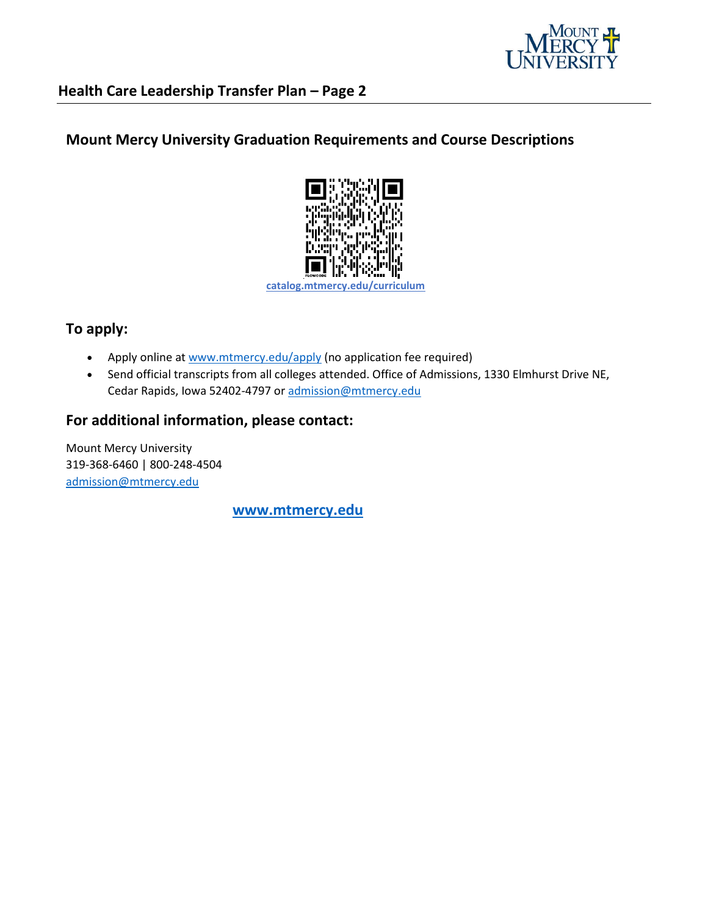## Health Care Leadership Transfer Plan – Page 2

### Mount Mercy University Graduation Requirements and Course Descriptions

catalog.mtmercy.edu/curriculum

### To apply:

- Apply online at www.mtmercy.edu/apply (no application fee required)
- Send official transcripts from all colleges attended. Office of Admissions, 1330 Elmhurst Drive NE, Cedar Rapids, Iowa 52402-4797 or admission@mtmercy.edu

### For additional information, please contact:

Mount Mercy University
319-368-6460 | 800-248-4504
admission@mtmercy.edu

**www.mtmercy.edu**